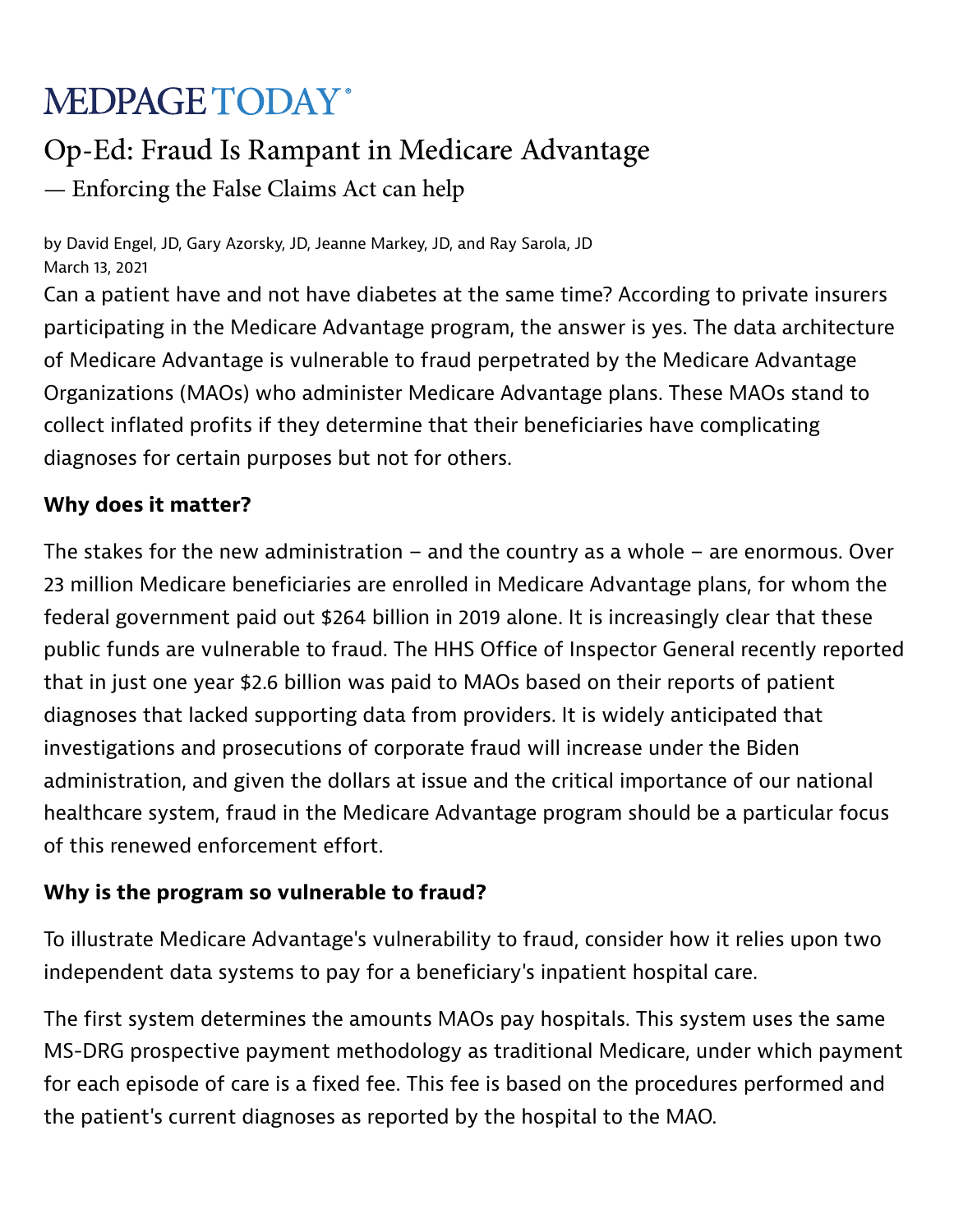MEDPAGE TODAY

# Op-Ed: Fraud Is Rampant in Medicare Advantage

## — Enforcing the False Claims Act can help

by David Engel, JD, Gary Azorsky, JD, Jeanne Markey, JD, and Ray Sarola, JD
March 13, 2021

Can a patient have and not have diabetes at the same time? According to private insurers participating in the Medicare Advantage program, the answer is yes. The data architecture of Medicare Advantage is vulnerable to fraud perpetrated by the Medicare Advantage Organizations (MAOs) who administer Medicare Advantage plans. These MAOs stand to collect inflated profits if they determine that their beneficiaries have complicating diagnoses for certain purposes but not for others.

### Why does it matter?

The stakes for the new administration – and the country as a whole – are enormous. Over 23 million Medicare beneficiaries are enrolled in Medicare Advantage plans, for whom the federal government paid out $264 billion in 2019 alone. It is increasingly clear that these public funds are vulnerable to fraud. The HHS Office of Inspector General recently reported that in just one year $2.6 billion was paid to MAOs based on their reports of patient diagnoses that lacked supporting data from providers. It is widely anticipated that investigations and prosecutions of corporate fraud will increase under the Biden administration, and given the dollars at issue and the critical importance of our national healthcare system, fraud in the Medicare Advantage program should be a particular focus of this renewed enforcement effort.

### Why is the program so vulnerable to fraud?

To illustrate Medicare Advantage's vulnerability to fraud, consider how it relies upon two independent data systems to pay for a beneficiary's inpatient hospital care.

The first system determines the amounts MAOs pay hospitals. This system uses the same MS-DRG prospective payment methodology as traditional Medicare, under which payment for each episode of care is a fixed fee. This fee is based on the procedures performed and the patient's current diagnoses as reported by the hospital to the MAO.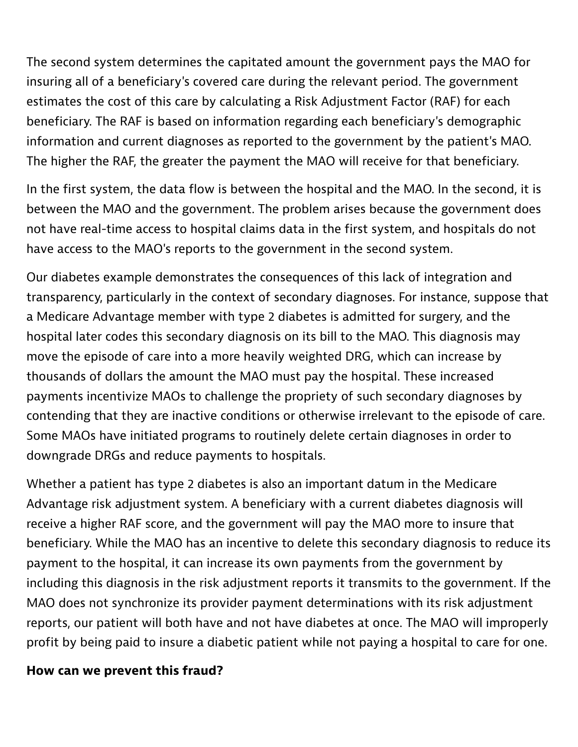The second system determines the capitated amount the government pays the MAO for insuring all of a beneficiary's covered care during the relevant period. The government estimates the cost of this care by calculating a Risk Adjustment Factor (RAF) for each beneficiary. The RAF is based on information regarding each beneficiary's demographic information and current diagnoses as reported to the government by the patient's MAO. The higher the RAF, the greater the payment the MAO will receive for that beneficiary.

In the first system, the data flow is between the hospital and the MAO. In the second, it is between the MAO and the government. The problem arises because the government does not have real-time access to hospital claims data in the first system, and hospitals do not have access to the MAO's reports to the government in the second system.

Our diabetes example demonstrates the consequences of this lack of integration and transparency, particularly in the context of secondary diagnoses. For instance, suppose that a Medicare Advantage member with type 2 diabetes is admitted for surgery, and the hospital later codes this secondary diagnosis on its bill to the MAO. This diagnosis may move the episode of care into a more heavily weighted DRG, which can increase by thousands of dollars the amount the MAO must pay the hospital. These increased payments incentivize MAOs to challenge the propriety of such secondary diagnoses by contending that they are inactive conditions or otherwise irrelevant to the episode of care. Some MAOs have initiated programs to routinely delete certain diagnoses in order to downgrade DRGs and reduce payments to hospitals.

Whether a patient has type 2 diabetes is also an important datum in the Medicare Advantage risk adjustment system. A beneficiary with a current diabetes diagnosis will receive a higher RAF score, and the government will pay the MAO more to insure that beneficiary. While the MAO has an incentive to delete this secondary diagnosis to reduce its payment to the hospital, it can increase its own payments from the government by including this diagnosis in the risk adjustment reports it transmits to the government. If the MAO does not synchronize its provider payment determinations with its risk adjustment reports, our patient will both have and not have diabetes at once. The MAO will improperly profit by being paid to insure a diabetic patient while not paying a hospital to care for one.

**How can we prevent this fraud?**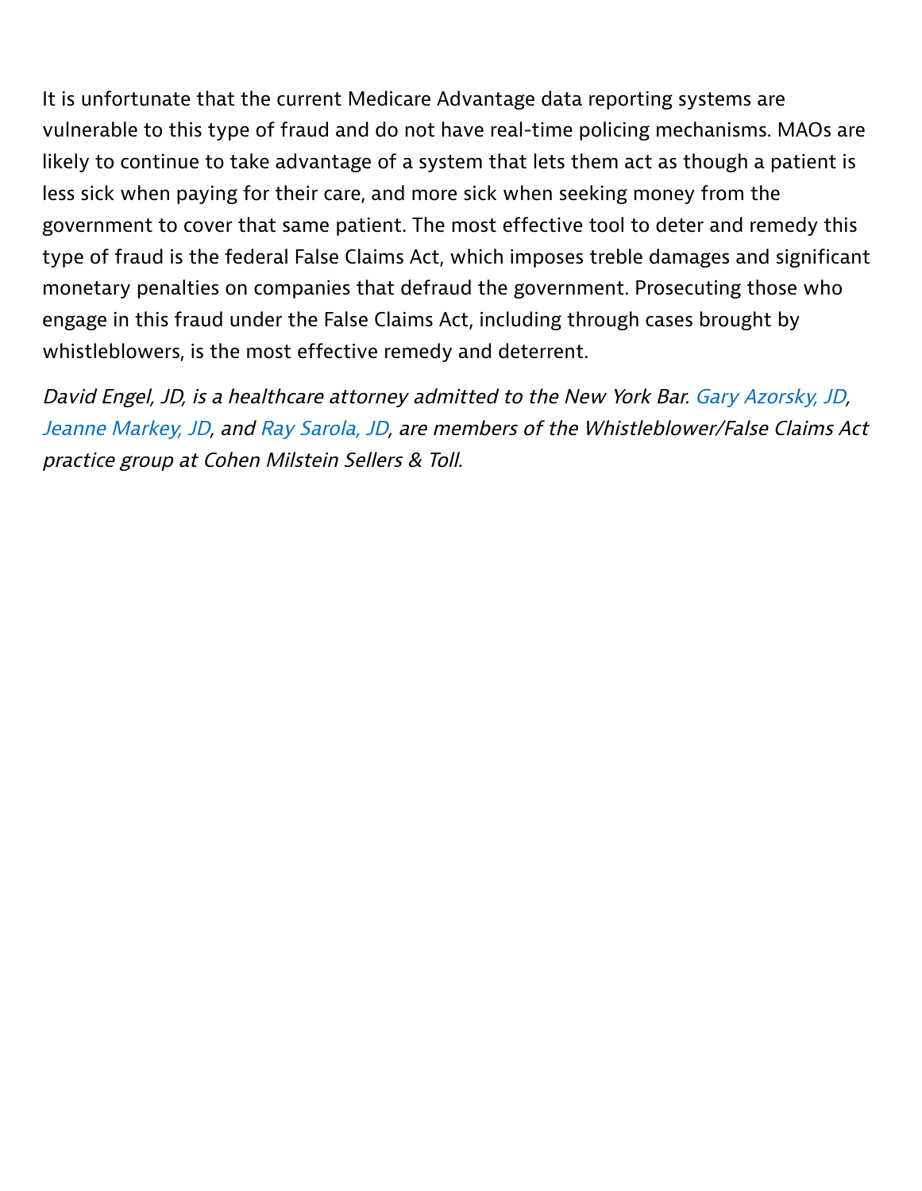It is unfortunate that the current Medicare Advantage data reporting systems are vulnerable to this type of fraud and do not have real-time policing mechanisms. MAOs are likely to continue to take advantage of a system that lets them act as though a patient is less sick when paying for their care, and more sick when seeking money from the government to cover that same patient. The most effective tool to deter and remedy this type of fraud is the federal False Claims Act, which imposes treble damages and significant monetary penalties on companies that defraud the government. Prosecuting those who engage in this fraud under the False Claims Act, including through cases brought by whistleblowers, is the most effective remedy and deterrent.

*David Engel, JD, is a healthcare attorney admitted to the New York Bar. Gary Azorsky, JD, Jeanne Markey, JD, and Ray Sarola, JD, are members of the Whistleblower/False Claims Act practice group at Cohen Milstein Sellers & Toll.*